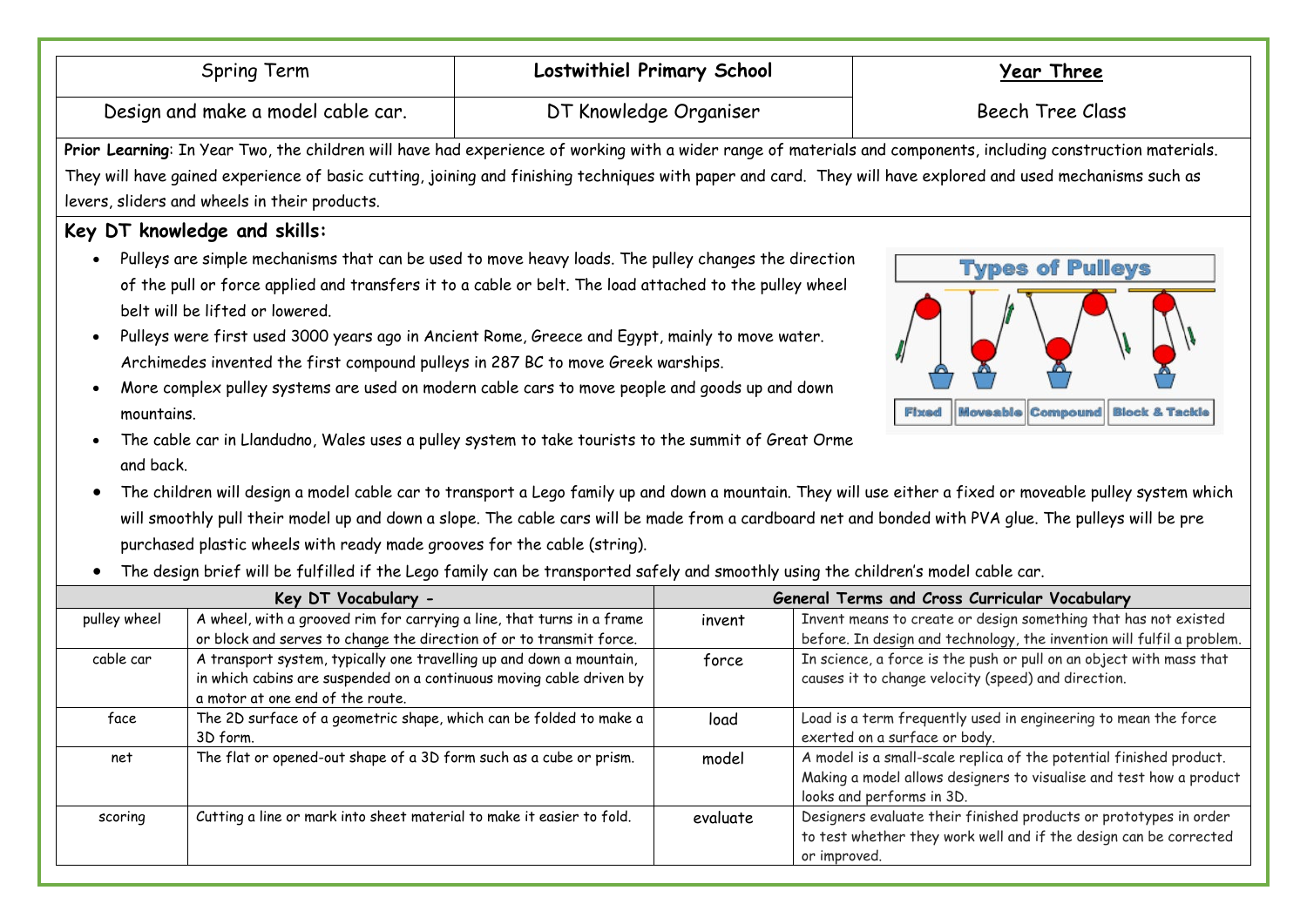| Spring Term | Lostwithiel Primary School | Year Three |
|---|---|---|
| Design and make a model cable car. | DT Knowledge Organiser | Beech Tree Class |

**Prior Learning**: In Year Two, the children will have had experience of working with a wider range of materials and components, including construction materials. They will have gained experience of basic cutting, joining and finishing techniques with paper and card. They will have explored and used mechanisms such as levers, sliders and wheels in their products.

## Key DT knowledge and skills:

- Pulleys are simple mechanisms that can be used to move heavy loads. The pulley changes the direction of the pull or force applied and transfers it to a cable or belt. The load attached to the pulley wheel belt will be lifted or lowered.
- Pulleys were first used 3000 years ago in Ancient Rome, Greece and Egypt, mainly to move water. Archimedes invented the first compound pulleys in 287 BC to move Greek warships.
- More complex pulley systems are used on modern cable cars to move people and goods up and down mountains.
- The cable car in Llandudno, Wales uses a pulley system to take tourists to the summit of Great Orme and back.
- The children will design a model cable car to transport a Lego family up and down a mountain. They will use either a fixed or moveable pulley system which will smoothly pull their model up and down a slope. The cable cars will be made from a cardboard net and bonded with PVA glue. The pulleys will be pre purchased plastic wheels with ready made grooves for the cable (string).
- The design brief will be fulfilled if the Lego family can be transported safely and smoothly using the children's model cable car.

Types of Pulleys: Fixed, Moveable, Compound, Block & Tackle

| Key DT Vocabulary - | | General Terms and Cross Curricular Vocabulary | |
|---|---|---|---|
| pulley wheel | A wheel, with a grooved rim for carrying a line, that turns in a frame or block and serves to change the direction of or to transmit force. | invent | Invent means to create or design something that has not existed before. In design and technology, the invention will fulfil a problem. |
| cable car | A transport system, typically one travelling up and down a mountain, in which cabins are suspended on a continuous moving cable driven by a motor at one end of the route. | force | In science, a force is the push or pull on an object with mass that causes it to change velocity (speed) and direction. |
| face | The 2D surface of a geometric shape, which can be folded to make a 3D form. | load | Load is a term frequently used in engineering to mean the force exerted on a surface or body. |
| net | The flat or opened-out shape of a 3D form such as a cube or prism. | model | A model is a small-scale replica of the potential finished product. Making a model allows designers to visualise and test how a product looks and performs in 3D. |
| scoring | Cutting a line or mark into sheet material to make it easier to fold. | evaluate | Designers evaluate their finished products or prototypes in order to test whether they work well and if the design can be corrected or improved. |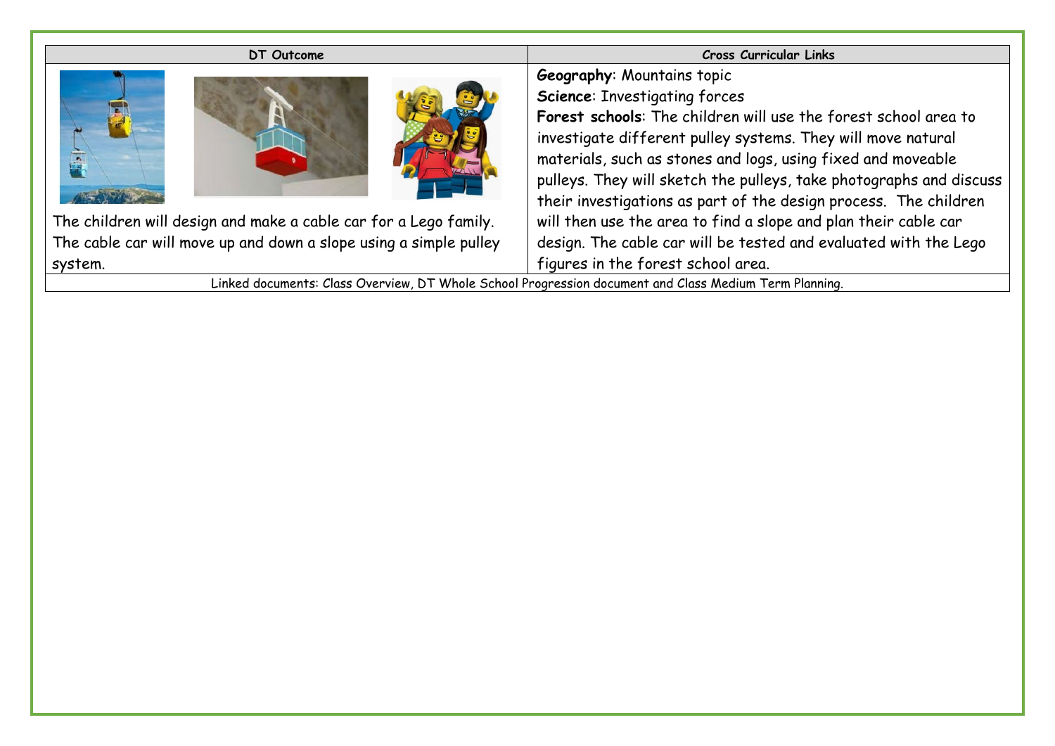| DT Outcome | Cross Curricular Links |
|---|---|
| The children will design and make a cable car for a Lego family. The cable car will move up and down a slope using a simple pulley system. | **Geography**: Mountains topic<br>**Science**: Investigating forces<br>**Forest schools**: The children will use the forest school area to investigate different pulley systems. They will move natural materials, such as stones and logs, using fixed and moveable pulleys. They will sketch the pulleys, take photographs and discuss their investigations as part of the design process. The children will then use the area to find a slope and plan their cable car design. The cable car will be tested and evaluated with the Lego figures in the forest school area. |
| Linked documents: Class Overview, DT Whole School Progression document and Class Medium Term Planning. | |